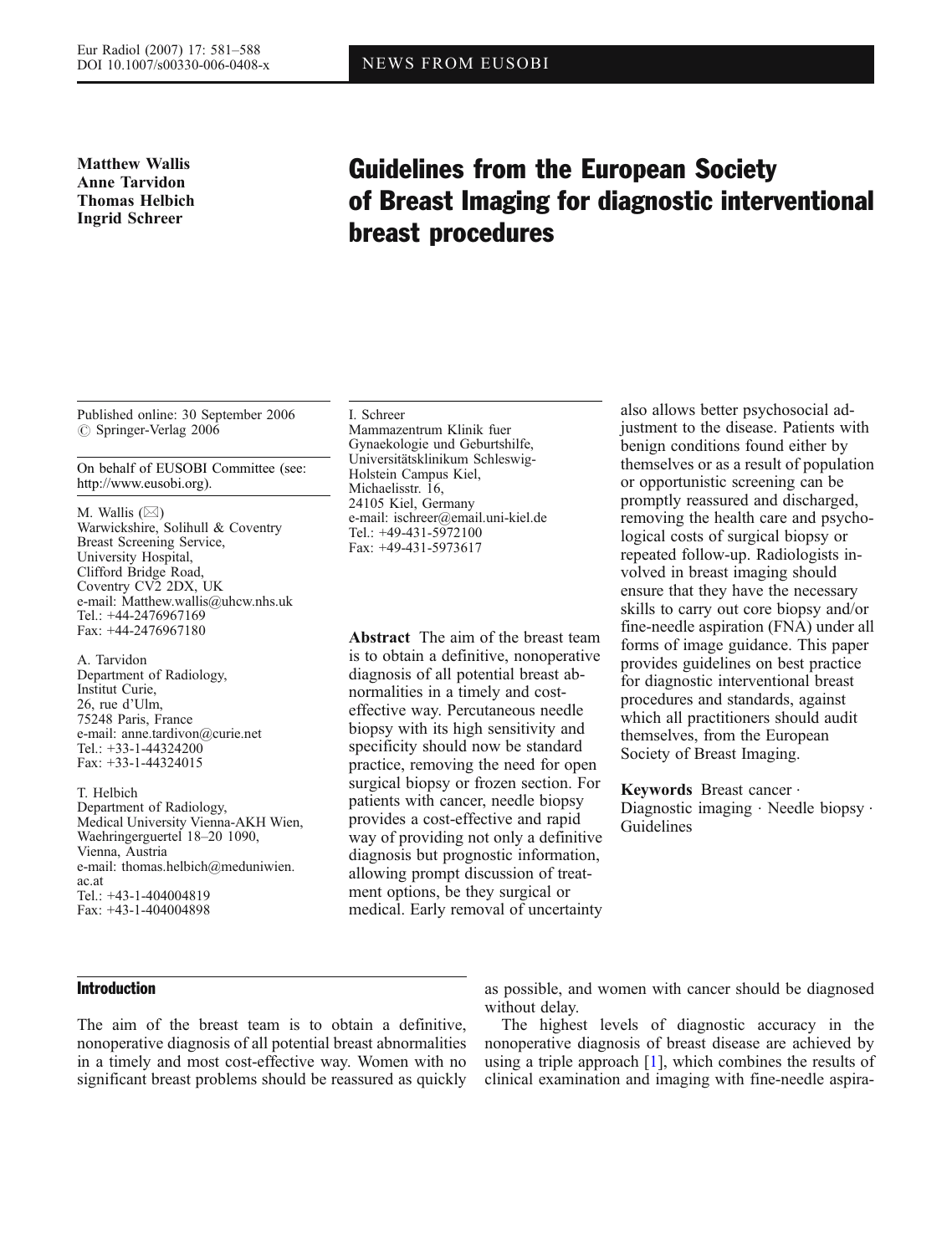NEWS FROM EUSOBI

**Matthew Wallis**
**Anne Tarvidon**
**Thomas Helbich**
**Ingrid Schreer**

# Guidelines from the European Society of Breast Imaging for diagnostic interventional breast procedures

Published online: 30 September 2006
© Springer-Verlag 2006

On behalf of EUSOBI Committee (see: http://www.eusobi.org).

M. Wallis (✉)
Warwickshire, Solihull & Coventry Breast Screening Service,
University Hospital,
Clifford Bridge Road,
Coventry CV2 2DX, UK
e-mail: Matthew.wallis@uhcw.nhs.uk
Tel.: +44-2476967169
Fax: +44-2476967180

A. Tarvidon
Department of Radiology,
Institut Curie,
26, rue d'Ulm,
75248 Paris, France
e-mail: anne.tardivon@curie.net
Tel.: +33-1-44324200
Fax: +33-1-44324015

T. Helbich
Department of Radiology,
Medical University Vienna-AKH Wien,
Waehringerguertel 18–20 1090,
Vienna, Austria
e-mail: thomas.helbich@meduniwien.ac.at
Tel.: +43-1-404004819
Fax: +43-1-404004898

I. Schreer
Mammazentrum Klinik fuer Gynaekologie und Geburtshilfe,
Universitätsklinikum Schleswig-Holstein Campus Kiel,
Michaelisstr. 16,
24105 Kiel, Germany
e-mail: ischreer@email.uni-kiel.de
Tel.: +49-431-5972100
Fax: +49-431-5973617

**Abstract** The aim of the breast team is to obtain a definitive, nonoperative diagnosis of all potential breast abnormalities in a timely and cost-effective way. Percutaneous needle biopsy with its high sensitivity and specificity should now be standard practice, removing the need for open surgical biopsy or frozen section. For patients with cancer, needle biopsy provides a cost-effective and rapid way of providing not only a definitive diagnosis but prognostic information, allowing prompt discussion of treatment options, be they surgical or medical. Early removal of uncertainty also allows better psychosocial adjustment to the disease. Patients with benign conditions found either by themselves or as a result of population or opportunistic screening can be promptly reassured and discharged, removing the health care and psychological costs of surgical biopsy or repeated follow-up. Radiologists involved in breast imaging should ensure that they have the necessary skills to carry out core biopsy and/or fine-needle aspiration (FNA) under all forms of image guidance. This paper provides guidelines on best practice for diagnostic interventional breast procedures and standards, against which all practitioners should audit themselves, from the European Society of Breast Imaging.

**Keywords** Breast cancer · Diagnostic imaging · Needle biopsy · Guidelines

## Introduction

The aim of the breast team is to obtain a definitive, nonoperative diagnosis of all potential breast abnormalities in a timely and most cost-effective way. Women with no significant breast problems should be reassured as quickly as possible, and women with cancer should be diagnosed without delay.

The highest levels of diagnostic accuracy in the nonoperative diagnosis of breast disease are achieved by using a triple approach [1], which combines the results of clinical examination and imaging with fine-needle aspira-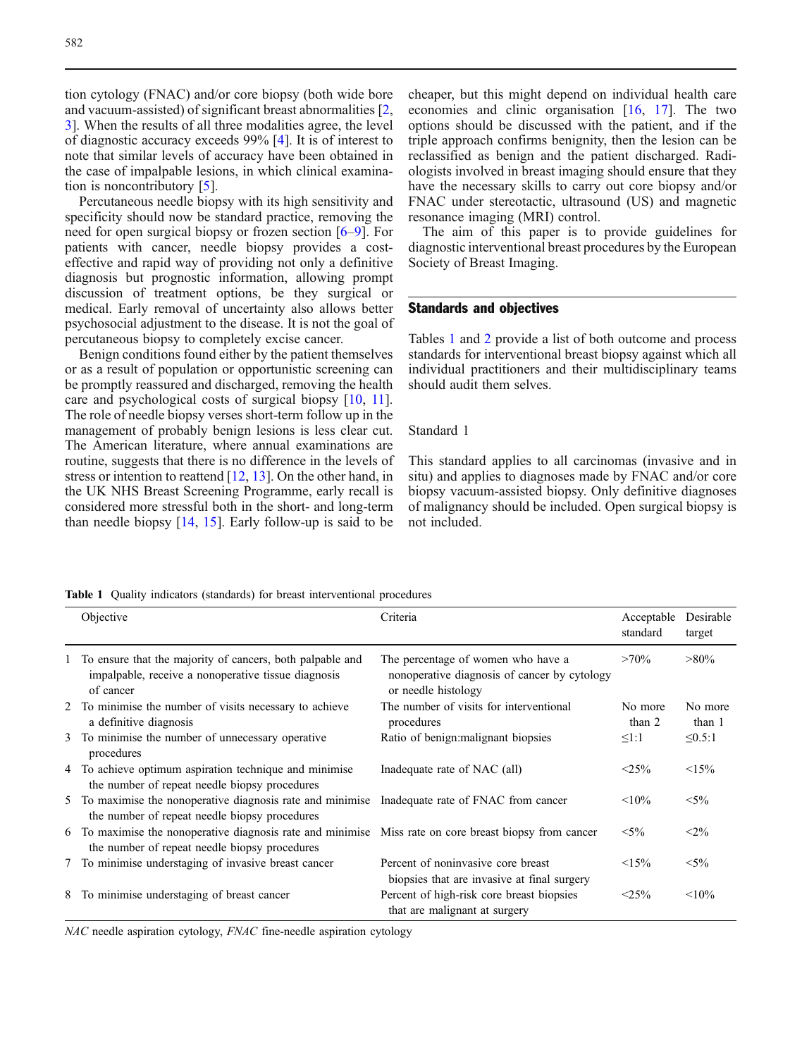tion cytology (FNAC) and/or core biopsy (both wide bore and vacuum-assisted) of significant breast abnormalities [2, 3]. When the results of all three modalities agree, the level of diagnostic accuracy exceeds 99% [4]. It is of interest to note that similar levels of accuracy have been obtained in the case of impalpable lesions, in which clinical examination is noncontributory [5].

Percutaneous needle biopsy with its high sensitivity and specificity should now be standard practice, removing the need for open surgical biopsy or frozen section [6–9]. For patients with cancer, needle biopsy provides a cost-effective and rapid way of providing not only a definitive diagnosis but prognostic information, allowing prompt discussion of treatment options, be they surgical or medical. Early removal of uncertainty also allows better psychosocial adjustment to the disease. It is not the goal of percutaneous biopsy to completely excise cancer.

Benign conditions found either by the patient themselves or as a result of population or opportunistic screening can be promptly reassured and discharged, removing the health care and psychological costs of surgical biopsy [10, 11]. The role of needle biopsy verses short-term follow up in the management of probably benign lesions is less clear cut. The American literature, where annual examinations are routine, suggests that there is no difference in the levels of stress or intention to reattend [12, 13]. On the other hand, in the UK NHS Breast Screening Programme, early recall is considered more stressful both in the short- and long-term than needle biopsy [14, 15]. Early follow-up is said to be cheaper, but this might depend on individual health care economies and clinic organisation [16, 17]. The two options should be discussed with the patient, and if the triple approach confirms benignity, then the lesion can be reclassified as benign and the patient discharged. Radiologists involved in breast imaging should ensure that they have the necessary skills to carry out core biopsy and/or FNAC under stereotactic, ultrasound (US) and magnetic resonance imaging (MRI) control.

The aim of this paper is to provide guidelines for diagnostic interventional breast procedures by the European Society of Breast Imaging.

## Standards and objectives

Tables 1 and 2 provide a list of both outcome and process standards for interventional breast biopsy against which all individual practitioners and their multidisciplinary teams should audit them selves.

### Standard 1

This standard applies to all carcinomas (invasive and in situ) and applies to diagnoses made by FNAC and/or core biopsy vacuum-assisted biopsy. Only definitive diagnoses of malignancy should be included. Open surgical biopsy is not included.

**Table 1** Quality indicators (standards) for breast interventional procedures

| | Objective | Criteria | Acceptable standard | Desirable target |
|---|---|---|---|---|
| 1 | To ensure that the majority of cancers, both palpable and impalpable, receive a nonoperative tissue diagnosis of cancer | The percentage of women who have a nonoperative diagnosis of cancer by cytology or needle histology | >70% | >80% |
| 2 | To minimise the number of visits necessary to achieve a definitive diagnosis | The number of visits for interventional procedures | No more than 2 | No more than 1 |
| 3 | To minimise the number of unnecessary operative procedures | Ratio of benign:malignant biopsies | ≤1:1 | ≤0.5:1 |
| 4 | To achieve optimum aspiration technique and minimise the number of repeat needle biopsy procedures | Inadequate rate of NAC (all) | <25% | <15% |
| 5 | To maximise the nonoperative diagnosis rate and minimise the number of repeat needle biopsy procedures | Inadequate rate of FNAC from cancer | <10% | <5% |
| 6 | To maximise the nonoperative diagnosis rate and minimise the number of repeat needle biopsy procedures | Miss rate on core breast biopsy from cancer | <5% | <2% |
| 7 | To minimise understaging of invasive breast cancer | Percent of noninvasive core breast biopsies that are invasive at final surgery | <15% | <5% |
| 8 | To minimise understaging of breast cancer | Percent of high-risk core breast biopsies that are malignant at surgery | <25% | <10% |

*NAC* needle aspiration cytology, *FNAC* fine-needle aspiration cytology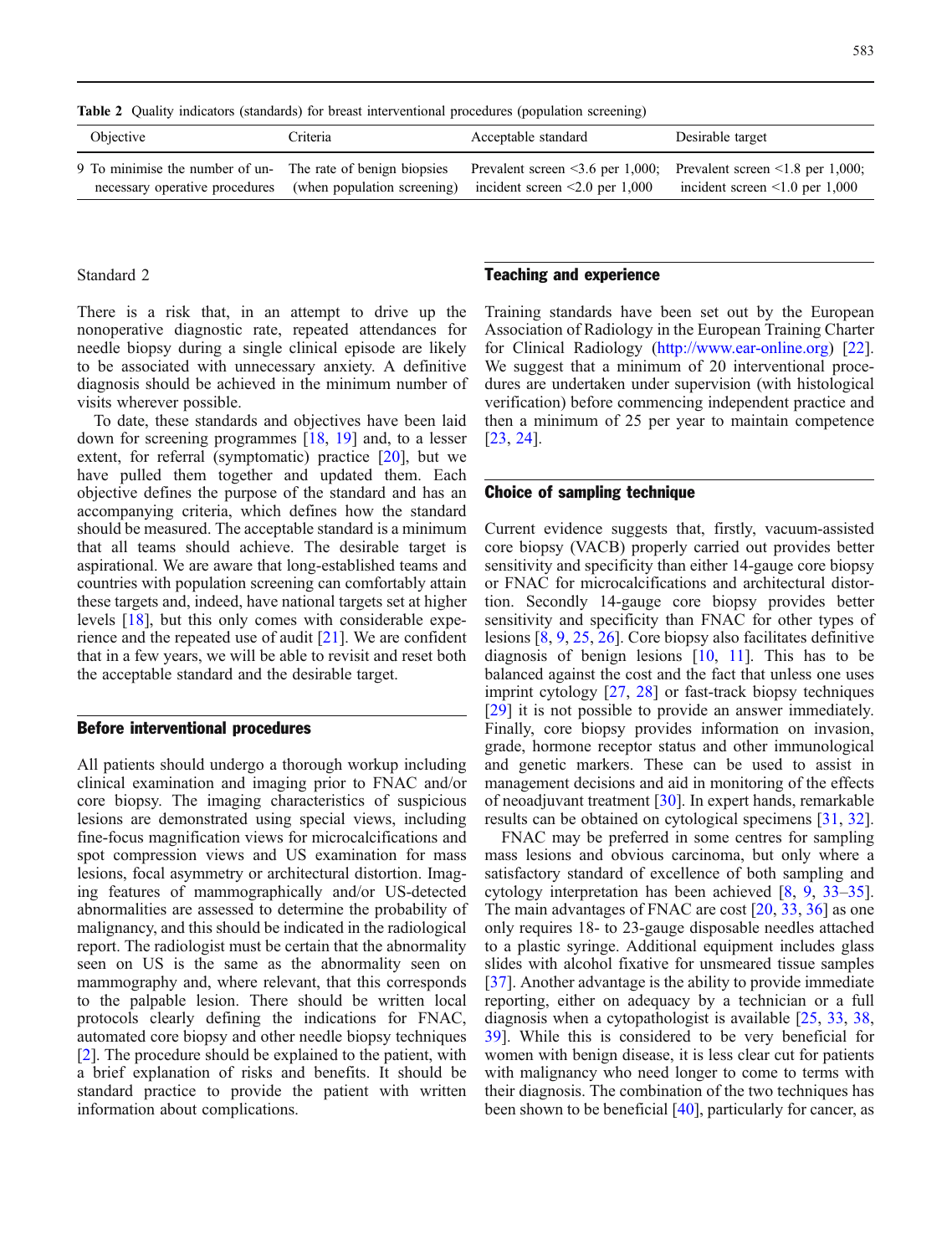**Table 2** Quality indicators (standards) for breast interventional procedures (population screening)

| Objective | Criteria | Acceptable standard | Desirable target |
|---|---|---|---|
| 9 To minimise the number of unnecessary operative procedures | The rate of benign biopsies (when population screening) | Prevalent screen <3.6 per 1,000; incident screen <2.0 per 1,000 | Prevalent screen <1.8 per 1,000; incident screen <1.0 per 1,000 |

Standard 2

There is a risk that, in an attempt to drive up the nonoperative diagnostic rate, repeated attendances for needle biopsy during a single clinical episode are likely to be associated with unnecessary anxiety. A definitive diagnosis should be achieved in the minimum number of visits wherever possible.

To date, these standards and objectives have been laid down for screening programmes [18, 19] and, to a lesser extent, for referral (symptomatic) practice [20], but we have pulled them together and updated them. Each objective defines the purpose of the standard and has an accompanying criteria, which defines how the standard should be measured. The acceptable standard is a minimum that all teams should achieve. The desirable target is aspirational. We are aware that long-established teams and countries with population screening can comfortably attain these targets and, indeed, have national targets set at higher levels [18], but this only comes with considerable experience and the repeated use of audit [21]. We are confident that in a few years, we will be able to revisit and reset both the acceptable standard and the desirable target.

## Before interventional procedures

All patients should undergo a thorough workup including clinical examination and imaging prior to FNAC and/or core biopsy. The imaging characteristics of suspicious lesions are demonstrated using special views, including fine-focus magnification views for microcalcifications and spot compression views and US examination for mass lesions, focal asymmetry or architectural distortion. Imaging features of mammographically and/or US-detected abnormalities are assessed to determine the probability of malignancy, and this should be indicated in the radiological report. The radiologist must be certain that the abnormality seen on US is the same as the abnormality seen on mammography and, where relevant, that this corresponds to the palpable lesion. There should be written local protocols clearly defining the indications for FNAC, automated core biopsy and other needle biopsy techniques [2]. The procedure should be explained to the patient, with a brief explanation of risks and benefits. It should be standard practice to provide the patient with written information about complications.

## Teaching and experience

Training standards have been set out by the European Association of Radiology in the European Training Charter for Clinical Radiology (http://www.ear-online.org) [22]. We suggest that a minimum of 20 interventional procedures are undertaken under supervision (with histological verification) before commencing independent practice and then a minimum of 25 per year to maintain competence [23, 24].

## Choice of sampling technique

Current evidence suggests that, firstly, vacuum-assisted core biopsy (VACB) properly carried out provides better sensitivity and specificity than either 14-gauge core biopsy or FNAC for microcalcifications and architectural distortion. Secondly 14-gauge core biopsy provides better sensitivity and specificity than FNAC for other types of lesions [8, 9, 25, 26]. Core biopsy also facilitates definitive diagnosis of benign lesions [10, 11]. This has to be balanced against the cost and the fact that unless one uses imprint cytology [27, 28] or fast-track biopsy techniques [29] it is not possible to provide an answer immediately. Finally, core biopsy provides information on invasion, grade, hormone receptor status and other immunological and genetic markers. These can be used to assist in management decisions and aid in monitoring of the effects of neoadjuvant treatment [30]. In expert hands, remarkable results can be obtained on cytological specimens [31, 32].

FNAC may be preferred in some centres for sampling mass lesions and obvious carcinoma, but only where a satisfactory standard of excellence of both sampling and cytology interpretation has been achieved [8, 9, 33–35]. The main advantages of FNAC are cost [20, 33, 36] as one only requires 18- to 23-gauge disposable needles attached to a plastic syringe. Additional equipment includes glass slides with alcohol fixative for unsmeared tissue samples [37]. Another advantage is the ability to provide immediate reporting, either on adequacy by a technician or a full diagnosis when a cytopathologist is available [25, 33, 38, 39]. While this is considered to be very beneficial for women with benign disease, it is less clear cut for patients with malignancy who need longer to come to terms with their diagnosis. The combination of the two techniques has been shown to be beneficial [40], particularly for cancer, as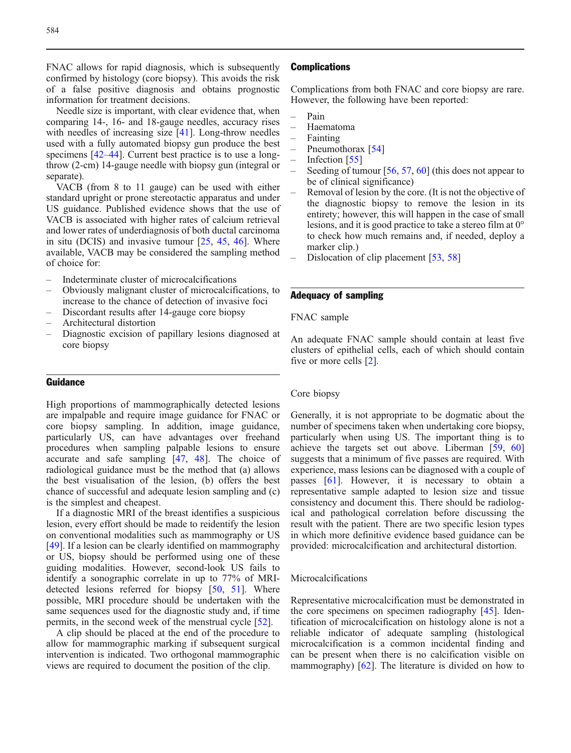FNAC allows for rapid diagnosis, which is subsequently confirmed by histology (core biopsy). This avoids the risk of a false positive diagnosis and obtains prognostic information for treatment decisions.

Needle size is important, with clear evidence that, when comparing 14-, 16- and 18-gauge needles, accuracy rises with needles of increasing size [41]. Long-throw needles used with a fully automated biopsy gun produce the best specimens [42–44]. Current best practice is to use a long-throw (2-cm) 14-gauge needle with biopsy gun (integral or separate).

VACB (from 8 to 11 gauge) can be used with either standard upright or prone stereotactic apparatus and under US guidance. Published evidence shows that the use of VACB is associated with higher rates of calcium retrieval and lower rates of underdiagnosis of both ductal carcinoma in situ (DCIS) and invasive tumour [25, 45, 46]. Where available, VACB may be considered the sampling method of choice for:

- Indeterminate cluster of microcalcifications
- Obviously malignant cluster of microcalcifications, to increase to the chance of detection of invasive foci
- Discordant results after 14-gauge core biopsy
- Architectural distortion
- Diagnostic excision of papillary lesions diagnosed at core biopsy

## Guidance

High proportions of mammographically detected lesions are impalpable and require image guidance for FNAC or core biopsy sampling. In addition, image guidance, particularly US, can have advantages over freehand procedures when sampling palpable lesions to ensure accurate and safe sampling [47, 48]. The choice of radiological guidance must be the method that (a) allows the best visualisation of the lesion, (b) offers the best chance of successful and adequate lesion sampling and (c) is the simplest and cheapest.

If a diagnostic MRI of the breast identifies a suspicious lesion, every effort should be made to reidentify the lesion on conventional modalities such as mammography or US [49]. If a lesion can be clearly identified on mammography or US, biopsy should be performed using one of these guiding modalities. However, second-look US fails to identify a sonographic correlate in up to 77% of MRI-detected lesions referred for biopsy [50, 51]. Where possible, MRI procedure should be undertaken with the same sequences used for the diagnostic study and, if time permits, in the second week of the menstrual cycle [52].

A clip should be placed at the end of the procedure to allow for mammographic marking if subsequent surgical intervention is indicated. Two orthogonal mammographic views are required to document the position of the clip.

## Complications

Complications from both FNAC and core biopsy are rare. However, the following have been reported:

- Pain
- Haematoma
- Fainting
- Pneumothorax [54]
- Infection [55]
- Seeding of tumour [56, 57, 60] (this does not appear to be of clinical significance)
- Removal of lesion by the core. (It is not the objective of the diagnostic biopsy to remove the lesion in its entirety; however, this will happen in the case of small lesions, and it is good practice to take a stereo film at 0° to check how much remains and, if needed, deploy a marker clip.)
- Dislocation of clip placement [53, 58]

## Adequacy of sampling

### FNAC sample

An adequate FNAC sample should contain at least five clusters of epithelial cells, each of which should contain five or more cells [2].

### Core biopsy

Generally, it is not appropriate to be dogmatic about the number of specimens taken when undertaking core biopsy, particularly when using US. The important thing is to achieve the targets set out above. Liberman [59, 60] suggests that a minimum of five passes are required. With experience, mass lesions can be diagnosed with a couple of passes [61]. However, it is necessary to obtain a representative sample adapted to lesion size and tissue consistency and document this. There should be radiological and pathological correlation before discussing the result with the patient. There are two specific lesion types in which more definitive evidence based guidance can be provided: microcalcification and architectural distortion.

### Microcalcifications

Representative microcalcification must be demonstrated in the core specimens on specimen radiography [45]. Identification of microcalcification on histology alone is not a reliable indicator of adequate sampling (histological microcalcification is a common incidental finding and can be present when there is no calcification visible on mammography) [62]. The literature is divided on how to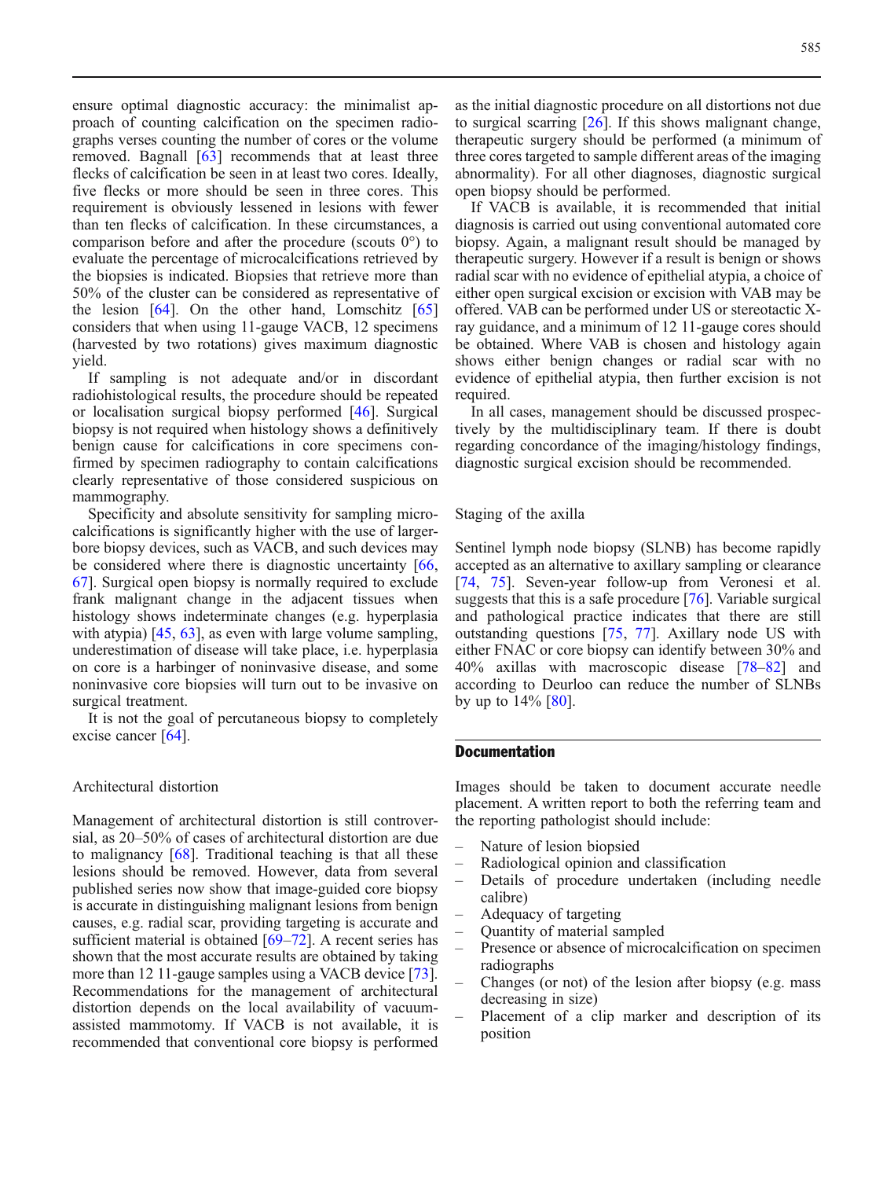ensure optimal diagnostic accuracy: the minimalist approach of counting calcification on the specimen radiographs verses counting the number of cores or the volume removed. Bagnall [63] recommends that at least three flecks of calcification be seen in at least two cores. Ideally, five flecks or more should be seen in three cores. This requirement is obviously lessened in lesions with fewer than ten flecks of calcification. In these circumstances, a comparison before and after the procedure (scouts 0°) to evaluate the percentage of microcalcifications retrieved by the biopsies is indicated. Biopsies that retrieve more than 50% of the cluster can be considered as representative of the lesion [64]. On the other hand, Lomschitz [65] considers that when using 11-gauge VACB, 12 specimens (harvested by two rotations) gives maximum diagnostic yield.

If sampling is not adequate and/or in discordant radiohistological results, the procedure should be repeated or localisation surgical biopsy performed [46]. Surgical biopsy is not required when histology shows a definitively benign cause for calcifications in core specimens confirmed by specimen radiography to contain calcifications clearly representative of those considered suspicious on mammography.

Specificity and absolute sensitivity for sampling microcalcifications is significantly higher with the use of larger-bore biopsy devices, such as VACB, and such devices may be considered where there is diagnostic uncertainty [66, 67]. Surgical open biopsy is normally required to exclude frank malignant change in the adjacent tissues when histology shows indeterminate changes (e.g. hyperplasia with atypia) [45, 63], as even with large volume sampling, underestimation of disease will take place, i.e. hyperplasia on core is a harbinger of noninvasive disease, and some noninvasive core biopsies will turn out to be invasive on surgical treatment.

It is not the goal of percutaneous biopsy to completely excise cancer [64].

### Architectural distortion

Management of architectural distortion is still controversial, as 20–50% of cases of architectural distortion are due to malignancy [68]. Traditional teaching is that all these lesions should be removed. However, data from several published series now show that image-guided core biopsy is accurate in distinguishing malignant lesions from benign causes, e.g. radial scar, providing targeting is accurate and sufficient material is obtained [69–72]. A recent series has shown that the most accurate results are obtained by taking more than 12 11-gauge samples using a VACB device [73]. Recommendations for the management of architectural distortion depends on the local availability of vacuum-assisted mammotomy. If VACB is not available, it is recommended that conventional core biopsy is performed as the initial diagnostic procedure on all distortions not due to surgical scarring [26]. If this shows malignant change, therapeutic surgery should be performed (a minimum of three cores targeted to sample different areas of the imaging abnormality). For all other diagnoses, diagnostic surgical open biopsy should be performed.

If VACB is available, it is recommended that initial diagnosis is carried out using conventional automated core biopsy. Again, a malignant result should be managed by therapeutic surgery. However if a result is benign or shows radial scar with no evidence of epithelial atypia, a choice of either open surgical excision or excision with VAB may be offered. VAB can be performed under US or stereotactic X-ray guidance, and a minimum of 12 11-gauge cores should be obtained. Where VAB is chosen and histology again shows either benign changes or radial scar with no evidence of epithelial atypia, then further excision is not required.

In all cases, management should be discussed prospectively by the multidisciplinary team. If there is doubt regarding concordance of the imaging/histology findings, diagnostic surgical excision should be recommended.

### Staging of the axilla

Sentinel lymph node biopsy (SLNB) has become rapidly accepted as an alternative to axillary sampling or clearance [74, 75]. Seven-year follow-up from Veronesi et al. suggests that this is a safe procedure [76]. Variable surgical and pathological practice indicates that there are still outstanding questions [75, 77]. Axillary node US with either FNAC or core biopsy can identify between 30% and 40% axillas with macroscopic disease [78–82] and according to Deurloo can reduce the number of SLNBs by up to 14% [80].

## Documentation

Images should be taken to document accurate needle placement. A written report to both the referring team and the reporting pathologist should include:

- Nature of lesion biopsied
- Radiological opinion and classification
- Details of procedure undertaken (including needle calibre)
- Adequacy of targeting
- Quantity of material sampled
- Presence or absence of microcalcification on specimen radiographs
- Changes (or not) of the lesion after biopsy (e.g. mass decreasing in size)
- Placement of a clip marker and description of its position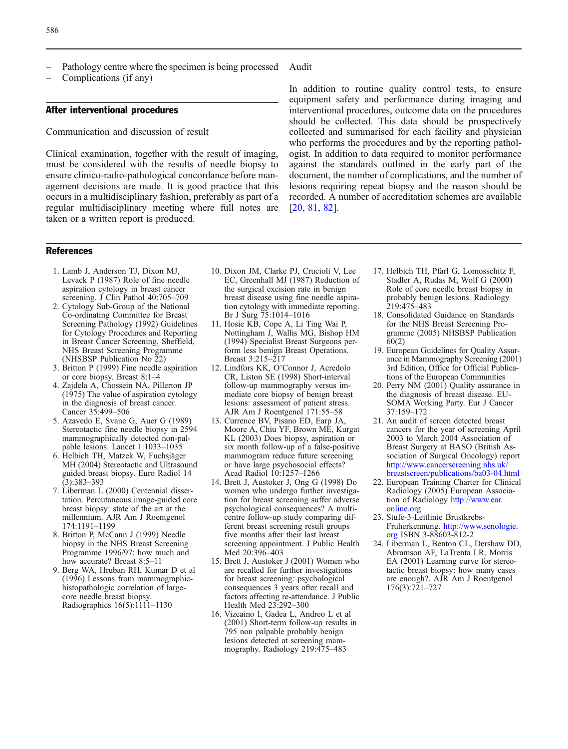- Pathology centre where the specimen is being processed
- Complications (if any)

## After interventional procedures

Communication and discussion of result

Clinical examination, together with the result of imaging, must be considered with the results of needle biopsy to ensure clinico-radio-pathological concordance before management decisions are made. It is good practice that this occurs in a multidisciplinary fashion, preferably as part of a regular multidisciplinary meeting where full notes are taken or a written report is produced.

Audit

In addition to routine quality control tests, to ensure equipment safety and performance during imaging and interventional procedures, outcome data on the procedures should be collected. This data should be prospectively collected and summarised for each facility and physician who performs the procedures and by the reporting pathologist. In addition to data required to monitor performance against the standards outlined in the early part of the document, the number of complications, and the number of lesions requiring repeat biopsy and the reason should be recorded. A number of accreditation schemes are available [20, 81, 82].

## References

1. Lamb J, Anderson TJ, Dixon MJ, Levack P (1987) Role of fine needle aspiration cytology in breast cancer screening. J Clin Pathol 40:705–709
2. Cytology Sub-Group of the National Co-ordinating Committee for Breast Screening Pathology (1992) Guidelines for Cytology Procedures and Reporting in Breast Cancer Screening, Sheffield, NHS Breast Screening Programme (NHSBSP Publication No 22)
3. Britton P (1999) Fine needle aspiration or core biopsy. Breast 8:1–4
4. Zajdela A, Chossein NA, Pillerton JP (1975) The value of aspiration cytology in the diagnosis of breast cancer. Cancer 35:499–506
5. Azavedo E, Svane G, Auer G (1989) Stereotactic fine needle biopsy in 2594 mammographically detected non-palpable lesions. Lancet 1:1033–1035
6. Helbich TH, Matzek W, Fuchsjäger MH (2004) Stereotactic and Ultrasound guided breast biopsy. Euro Radiol 14 (3):383–393
7. Liberman L (2000) Centennial dissertation. Percutaneous image-guided core breast biopsy: state of the art at the millennium. AJR Am J Roentgenol 174:1191–1199
8. Britton P, McCann J (1999) Needle biopsy in the NHS Breast Screening Programme 1996/97: how much and how accurate? Breast 8:5–11
9. Berg WA, Hruban RH, Kumar D et al (1996) Lessons from mammographic-histopathologic correlation of large-core needle breast biopsy. Radiographics 16(5):1111–1130
10. Dixon JM, Clarke PJ, Crucioli V, Lee EC, Greenhall MJ (1987) Reduction of the surgical excision rate in benign breast disease using fine needle aspiration cytology with immediate reporting. Br J Surg 75:1014–1016
11. Hosie KB, Cope A, Li Ting Wai P, Nottingham J, Wallis MG, Bishop HM (1994) Specialist Breast Surgeons perform less benign Breast Operations. Breast 3:215–217
12. Lindfors KK, O'Connor J, Acredolo CR, Liston SE (1998) Short-interval follow-up mammography versus immediate core biopsy of benign breast lesions: assessment of patient stress. AJR Am J Roentgenol 171:55–58
13. Currence BV, Pisano ED, Earp JA, Moore A, Chiu YF, Brown ME, Kurgat KL (2003) Does biopsy, aspiration or six month follow-up of a false-positive mammogram reduce future screening or have large psychosocial effects? Acad Radiol 10:1257–1266
14. Brett J, Austoker J, Ong G (1998) Do women who undergo further investigation for breast screening suffer adverse psychological consequences? A multi-centre follow-up study comparing different breast screening result groups five months after their last breast screening appointment. J Public Health Med 20:396–403
15. Brett J, Austoker J (2001) Women who are recalled for further investigations for breast screening: psychological consequences 3 years after recall and factors affecting re-attendance. J Public Health Med 23:292–300
16. Vizcaino I, Gadea L, Andreo L et al (2001) Short-term follow-up results in 795 non palpable probably benign lesions detected at screening mammography. Radiology 219:475–483
17. Helbich TH, Pfarl G, Lomosschitz F, Stadler A, Rudas M, Wolf G (2000) Role of core needle breast biopsy in probably benign lesions. Radiology 219:475–483
18. Consolidated Guidance on Standards for the NHS Breast Screening Programme (2005) NHSBSP Publication 60(2)
19. European Guidelines for Quality Assurance in Mammography Screening (2001) 3rd Edition, Office for Official Publications of the European Communities
20. Perry NM (2001) Quality assurance in the diagnosis of breast disease. EUSOMA Working Party. Eur J Cancer 37:159–172
21. An audit of screen detected breast cancers for the year of screening April 2003 to March 2004 Association of Breast Surgery at BASO (British Association of Surgical Oncology) report http://www.cancerscreening.nhs.uk/breastscreen/publications/ba03-04.html
22. European Training Charter for Clinical Radiology (2005) European Association of Radiology http://www.ear.online.org
23. Stufe-3-Leitlinie Brustkrebs-Fruherkennung. http://www.senologie.org ISBN 3-88603-812-2
24. Liberman L, Benton CL, Dershaw DD, Abramson AF, LaTrenta LR, Morris EA (2001) Learning curve for stereotactic breast biopsy: how many cases are enough?. AJR Am J Roentgenol 176(3):721–727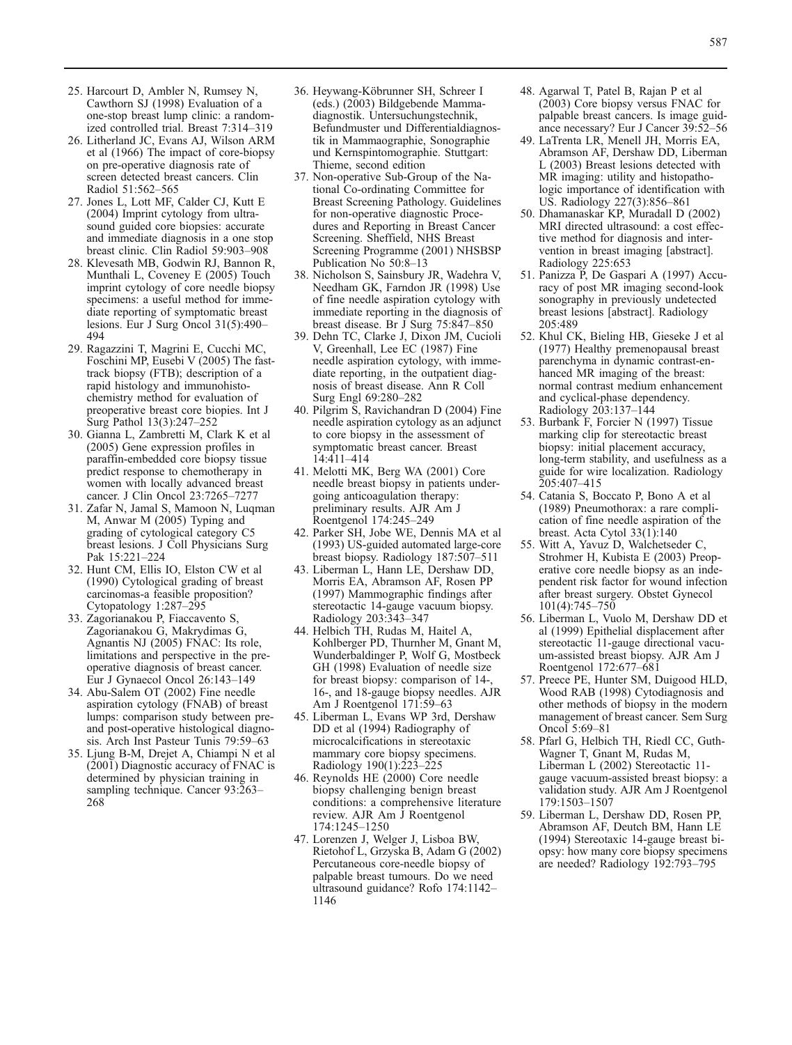25. Harcourt D, Ambler N, Rumsey N, Cawthorn SJ (1998) Evaluation of a one-stop breast lump clinic: a randomized controlled trial. Breast 7:314–319
26. Litherland JC, Evans AJ, Wilson ARM et al (1966) The impact of core-biopsy on pre-operative diagnosis rate of screen detected breast cancers. Clin Radiol 51:562–565
27. Jones L, Lott MF, Calder CJ, Kutt E (2004) Imprint cytology from ultrasound guided core biopsies: accurate and immediate diagnosis in a one stop breast clinic. Clin Radiol 59:903–908
28. Klevesath MB, Godwin RJ, Bannon R, Munthali L, Coveney E (2005) Touch imprint cytology of core needle biopsy specimens: a useful method for immediate reporting of symptomatic breast lesions. Eur J Surg Oncol 31(5):490–494
29. Ragazzini T, Magrini E, Cucchi MC, Foschini MP, Eusebi V (2005) The fast-track biopsy (FTB); description of a rapid histology and immunohistochemistry method for evaluation of preoperative breast core biopies. Int J Surg Pathol 13(3):247–252
30. Gianna L, Zambretti M, Clark K et al (2005) Gene expression profiles in paraffin-embedded core biopsy tissue predict response to chemotherapy in women with locally advanced breast cancer. J Clin Oncol 23:7265–7277
31. Zafar N, Jamal S, Mamoon N, Luqman M, Anwar M (2005) Typing and grading of cytological category C5 breast lesions. J Coll Physicians Surg Pak 15:221–224
32. Hunt CM, Ellis IO, Elston CW et al (1990) Cytological grading of breast carcinomas-a feasible proposition? Cytopatology 1:287–295
33. Zagorianakou P, Fiaccavento S, Zagorianakou G, Makrydimas G, Agnantis NJ (2005) FNAC: Its role, limitations and perspective in the preoperative diagnosis of breast cancer. Eur J Gynaecol Oncol 26:143–149
34. Abu-Salem OT (2002) Fine needle aspiration cytology (FNAB) of breast lumps: comparison study between pre- and post-operative histological diagnosis. Arch Inst Pasteur Tunis 79:59–63
35. Ljung B-M, Drejet A, Chiampi N et al (2001) Diagnostic accuracy of FNAC is determined by physician training in sampling technique. Cancer 93:263–268
36. Heywang-Köbrunner SH, Schreer I (eds.) (2003) Bildgebende Mammadiagnostik. Untersuchungstechnik, Befundmuster und Differentialdiagnostik in Mammaographie, Sonographie und Kernspintomographie. Stuttgart: Thieme, second edition
37. Non-operative Sub-Group of the National Co-ordinating Committee for Breast Screening Pathology. Guidelines for non-operative diagnostic Procedures and Reporting in Breast Cancer Screening. Sheffield, NHS Breast Screening Programme (2001) NHSBSP Publication No 50:8–13
38. Nicholson S, Sainsbury JR, Wadehra V, Needham GK, Farndon JR (1998) Use of fine needle aspiration cytology with immediate reporting in the diagnosis of breast disease. Br J Surg 75:847–850
39. Dehn TC, Clarke J, Dixon JM, Cucioli V, Greenhall, Lee EC (1987) Fine needle aspiration cytology, with immediate reporting, in the outpatient diagnosis of breast disease. Ann R Coll Surg Engl 69:280–282
40. Pilgrim S, Ravichandran D (2004) Fine needle aspiration cytology as an adjunct to core biopsy in the assessment of symptomatic breast cancer. Breast 14:411–414
41. Melotti MK, Berg WA (2001) Core needle breast biopsy in patients undergoing anticoagulation therapy: preliminary results. AJR Am J Roentgenol 174:245–249
42. Parker SH, Jobe WE, Dennis MA et al (1993) US-guided automated large-core breast biopsy. Radiology 187:507–511
43. Liberman L, Hann LE, Dershaw DD, Morris EA, Abramson AF, Rosen PP (1997) Mammographic findings after stereotactic 14-gauge vacuum biopsy. Radiology 203:343–347
44. Helbich TH, Rudas M, Haitel A, Kohlberger PD, Thurnher M, Gnant M, Wunderbaldinger P, Wolf G, Mostbeck GH (1998) Evaluation of needle size for breast biopsy: comparison of 14-, 16-, and 18-gauge biopsy needles. AJR Am J Roentgenol 171:59–63
45. Liberman L, Evans WP 3rd, Dershaw DD et al (1994) Radiography of microcalcifications in stereotaxic mammary core biopsy specimens. Radiology 190(1):223–225
46. Reynolds HE (2000) Core needle biopsy challenging benign breast conditions: a comprehensive literature review. AJR Am J Roentgenol 174:1245–1250
47. Lorenzen J, Welger J, Lisboa BW, Rietohof L, Grzyska B, Adam G (2002) Percutaneous core-needle biopsy of palpable breast tumours. Do we need ultrasound guidance? Rofo 174:1142–1146
48. Agarwal T, Patel B, Rajan P et al (2003) Core biopsy versus FNAC for palpable breast cancers. Is image guidance necessary? Eur J Cancer 39:52–56
49. LaTrenta LR, Menell JH, Morris EA, Abramson AF, Dershaw DD, Liberman L (2003) Breast lesions detected with MR imaging: utility and histopathologic importance of identification with US. Radiology 227(3):856–861
50. Dhamanaskar KP, Muradall D (2002) MRI directed ultrasound: a cost effective method for diagnosis and intervention in breast imaging [abstract]. Radiology 225:653
51. Panizza P, De Gaspari A (1997) Accuracy of post MR imaging second-look sonography in previously undetected breast lesions [abstract]. Radiology 205:489
52. Khul CK, Bieling HB, Gieseke J et al (1977) Healthy premenopausal breast parenchyma in dynamic contrast-enhanced MR imaging of the breast: normal contrast medium enhancement and cyclical-phase dependency. Radiology 203:137–144
53. Burbank F, Forcier N (1997) Tissue marking clip for stereotactic breast biopsy: initial placement accuracy, long-term stability, and usefulness as a guide for wire localization. Radiology 205:407–415
54. Catania S, Boccato P, Bono A et al (1989) Pneumothorax: a rare complication of fine needle aspiration of the breast. Acta Cytol 33(1):140
55. Witt A, Yavuz D, Walchetseder C, Strohmer H, Kubista E (2003) Preoperative core needle biopsy as an independent risk factor for wound infection after breast surgery. Obstet Gynecol 101(4):745–750
56. Liberman L, Vuolo M, Dershaw DD et al (1999) Epithelial displacement after stereotactic 11-gauge directional vacuum-assisted breast biopsy. AJR Am J Roentgenol 172:677–681
57. Preece PE, Hunter SM, Duigood HLD, Wood RAB (1998) Cytodiagnosis and other methods of biopsy in the modern management of breast cancer. Sem Surg Oncol 5:69–81
58. Pfarl G, Helbich TH, Riedl CC, Guth-Wagner T, Gnant M, Rudas M, Liberman L (2002) Stereotactic 11-gauge vacuum-assisted breast biopsy: a validation study. AJR Am J Roentgenol 179:1503–1507
59. Liberman L, Dershaw DD, Rosen PP, Abramson AF, Deutch BM, Hann LE (1994) Stereotaxic 14-gauge breast biopsy: how many core biopsy specimens are needed? Radiology 192:793–795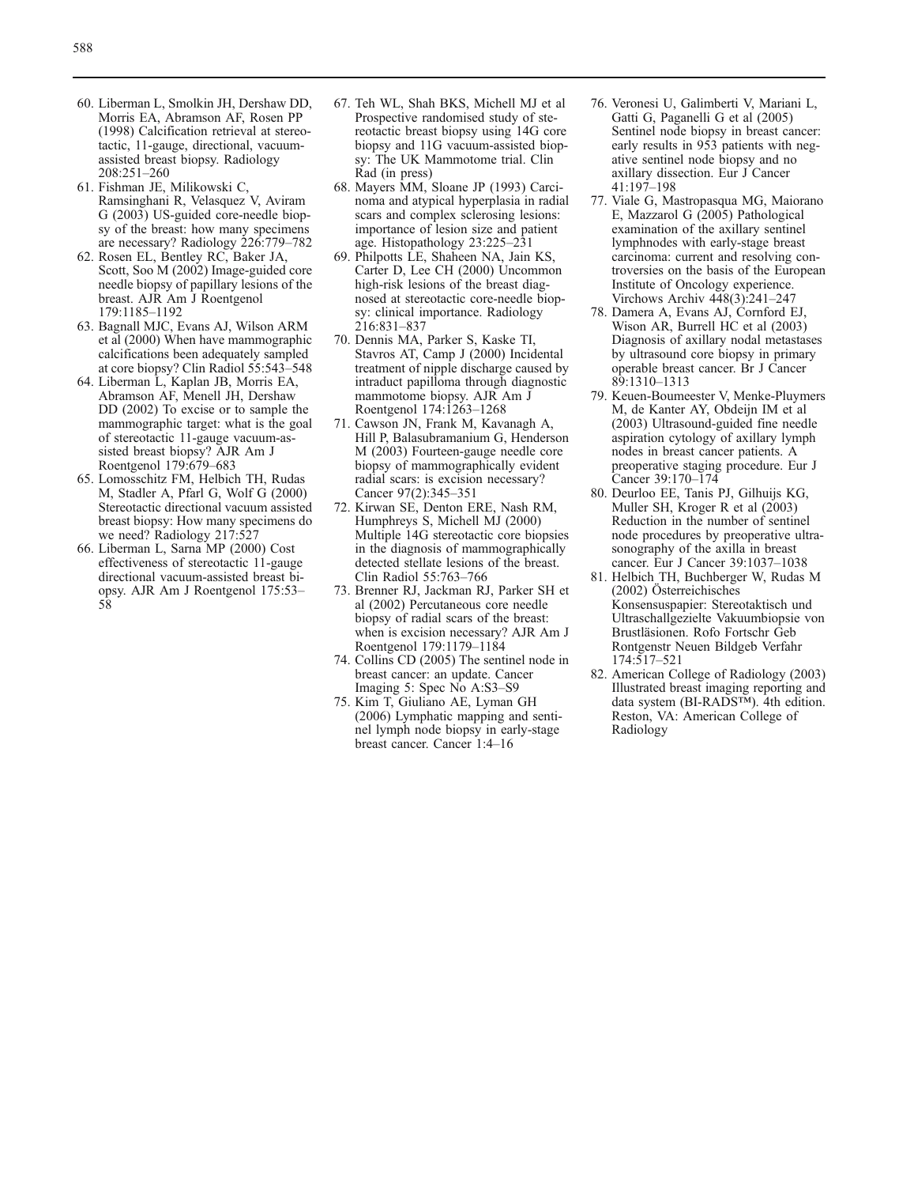60. Liberman L, Smolkin JH, Dershaw DD, Morris EA, Abramson AF, Rosen PP (1998) Calcification retrieval at stereotactic, 11-gauge, directional, vacuum-assisted breast biopsy. Radiology 208:251–260
61. Fishman JE, Milikowski C, Ramsinghani R, Velasquez V, Aviram G (2003) US-guided core-needle biopsy of the breast: how many specimens are necessary? Radiology 226:779–782
62. Rosen EL, Bentley RC, Baker JA, Scott, Soo M (2002) Image-guided core needle biopsy of papillary lesions of the breast. AJR Am J Roentgenol 179:1185–1192
63. Bagnall MJC, Evans AJ, Wilson ARM et al (2000) When have mammographic calcifications been adequately sampled at core biopsy? Clin Radiol 55:543–548
64. Liberman L, Kaplan JB, Morris EA, Abramson AF, Menell JH, Dershaw DD (2002) To excise or to sample the mammographic target: what is the goal of stereotactic 11-gauge vacuum-assisted breast biopsy? AJR Am J Roentgenol 179:679–683
65. Lomosschitz FM, Helbich TH, Rudas M, Stadler A, Pfarl G, Wolf G (2000) Stereotactic directional vacuum assisted breast biopsy: How many specimens do we need? Radiology 217:527
66. Liberman L, Sarna MP (2000) Cost effectiveness of stereotactic 11-gauge directional vacuum-assisted breast biopsy. AJR Am J Roentgenol 175:53–58
67. Teh WL, Shah BKS, Michell MJ et al Prospective randomised study of stereotactic breast biopsy using 14G core biopsy and 11G vacuum-assisted biopsy: The UK Mammotome trial. Clin Rad (in press)
68. Mayers MM, Sloane JP (1993) Carcinoma and atypical hyperplasia in radial scars and complex sclerosing lesions: importance of lesion size and patient age. Histopathology 23:225–231
69. Philpotts LE, Shaheen NA, Jain KS, Carter D, Lee CH (2000) Uncommon high-risk lesions of the breast diagnosed at stereotactic core-needle biopsy: clinical importance. Radiology 216:831–837
70. Dennis MA, Parker S, Kaske TI, Stavros AT, Camp J (2000) Incidental treatment of nipple discharge caused by intraduct papilloma through diagnostic mammotome biopsy. AJR Am J Roentgenol 174:1263–1268
71. Cawson JN, Frank M, Kavanagh A, Hill P, Balasubramanium G, Henderson M (2003) Fourteen-gauge needle core biopsy of mammographically evident radial scars: is excision necessary? Cancer 97(2):345–351
72. Kirwan SE, Denton ERE, Nash RM, Humphreys S, Michell MJ (2000) Multiple 14G stereotactic core biopsies in the diagnosis of mammographically detected stellate lesions of the breast. Clin Radiol 55:763–766
73. Brenner RJ, Jackman RJ, Parker SH et al (2002) Percutaneous core needle biopsy of radial scars of the breast: when is excision necessary? AJR Am J Roentgenol 179:1179–1184
74. Collins CD (2005) The sentinel node in breast cancer: an update. Cancer Imaging 5: Spec No A:S3–S9
75. Kim T, Giuliano AE, Lyman GH (2006) Lymphatic mapping and sentinel lymph node biopsy in early-stage breast cancer. Cancer 1:4–16
76. Veronesi U, Galimberti V, Mariani L, Gatti G, Paganelli G et al (2005) Sentinel node biopsy in breast cancer: early results in 953 patients with negative sentinel node biopsy and no axillary dissection. Eur J Cancer 41:197–198
77. Viale G, Mastropasqua MG, Maiorano E, Mazzarol G (2005) Pathological examination of the axillary sentinel lymphnodes with early-stage breast carcinoma: current and resolving controversies on the basis of the European Institute of Oncology experience. Virchows Archiv 448(3):241–247
78. Damera A, Evans AJ, Cornford EJ, Wison AR, Burrell HC et al (2003) Diagnosis of axillary nodal metastases by ultrasound core biopsy in primary operable breast cancer. Br J Cancer 89:1310–1313
79. Keuen-Boumeester V, Menke-Pluymers M, de Kanter AY, Obdeijn IM et al (2003) Ultrasound-guided fine needle aspiration cytology of axillary lymph nodes in breast cancer patients. A preoperative staging procedure. Eur J Cancer 39:170–174
80. Deurloo EE, Tanis PJ, Gilhuijs KG, Muller SH, Kroger R et al (2003) Reduction in the number of sentinel node procedures by preoperative ultrasonography of the axilla in breast cancer. Eur J Cancer 39:1037–1038
81. Helbich TH, Buchberger W, Rudas M (2002) Österreichisches Konsensuspapier: Stereotaktisch und Ultraschallgezielte Vakuumbiopsie von Brustläsionen. Rofo Fortschr Geb Rontgenstr Neuen Bildgeb Verfahr 174:517–521
82. American College of Radiology (2003) Illustrated breast imaging reporting and data system (BI-RADS™). 4th edition. Reston, VA: American College of Radiology